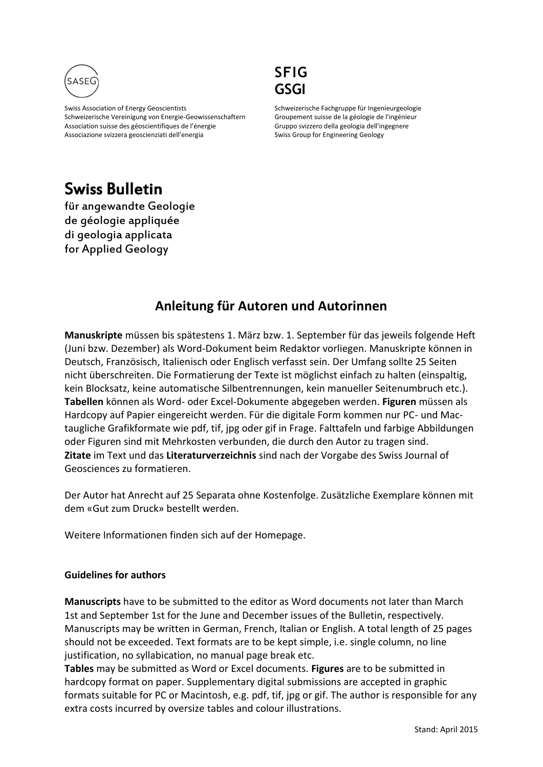SASEG

Swiss Association of Energy Geoscientists
Schweizerische Vereinigung von Energie-Geowissenschaftern
Association suisse des géoscientifiques de l'énergie
Associazione svizzera geoscienziati dell'energia

**SFIG**
**GSGI**

Schweizerische Fachgruppe für Ingenieurgeologie
Groupement suisse de la géologie de l'ingénieur
Gruppo svizzero della geologia dell'ingegnere
Swiss Group for Engineering Geology

# Swiss Bulletin

für angewandte Geologie
de géologie appliquée
di geologia applicata
for Applied Geology

## Anleitung für Autoren und Autorinnen

**Manuskripte** müssen bis spätestens 1. März bzw. 1. September für das jeweils folgende Heft (Juni bzw. Dezember) als Word-Dokument beim Redaktor vorliegen. Manuskripte können in Deutsch, Französisch, Italienisch oder Englisch verfasst sein. Der Umfang sollte 25 Seiten nicht überschreiten. Die Formatierung der Texte ist möglichst einfach zu halten (einspaltig, kein Blocksatz, keine automatische Silbentrennungen, kein manueller Seitenumbruch etc.).
**Tabellen** können als Word- oder Excel-Dokumente abgegeben werden. **Figuren** müssen als Hardcopy auf Papier eingereicht werden. Für die digitale Form kommen nur PC- und Mac-taugliche Grafikformate wie pdf, tif, jpg oder gif in Frage. Falttafeln und farbige Abbildungen oder Figuren sind mit Mehrkosten verbunden, die durch den Autor zu tragen sind.
**Zitate** im Text und das **Literaturverzeichnis** sind nach der Vorgabe des Swiss Journal of Geosciences zu formatieren.

Der Autor hat Anrecht auf 25 Separata ohne Kostenfolge. Zusätzliche Exemplare können mit dem «Gut zum Druck» bestellt werden.

Weitere Informationen finden sich auf der Homepage.

### Guidelines for authors

**Manuscripts** have to be submitted to the editor as Word documents not later than March 1st and September 1st for the June and December issues of the Bulletin, respectively. Manuscripts may be written in German, French, Italian or English. A total length of 25 pages should not be exceeded. Text formats are to be kept simple, i.e. single column, no line justification, no syllabication, no manual page break etc.
**Tables** may be submitted as Word or Excel documents. **Figures** are to be submitted in hardcopy format on paper. Supplementary digital submissions are accepted in graphic formats suitable for PC or Macintosh, e.g. pdf, tif, jpg or gif. The author is responsible for any extra costs incurred by oversize tables and colour illustrations.

Stand: April 2015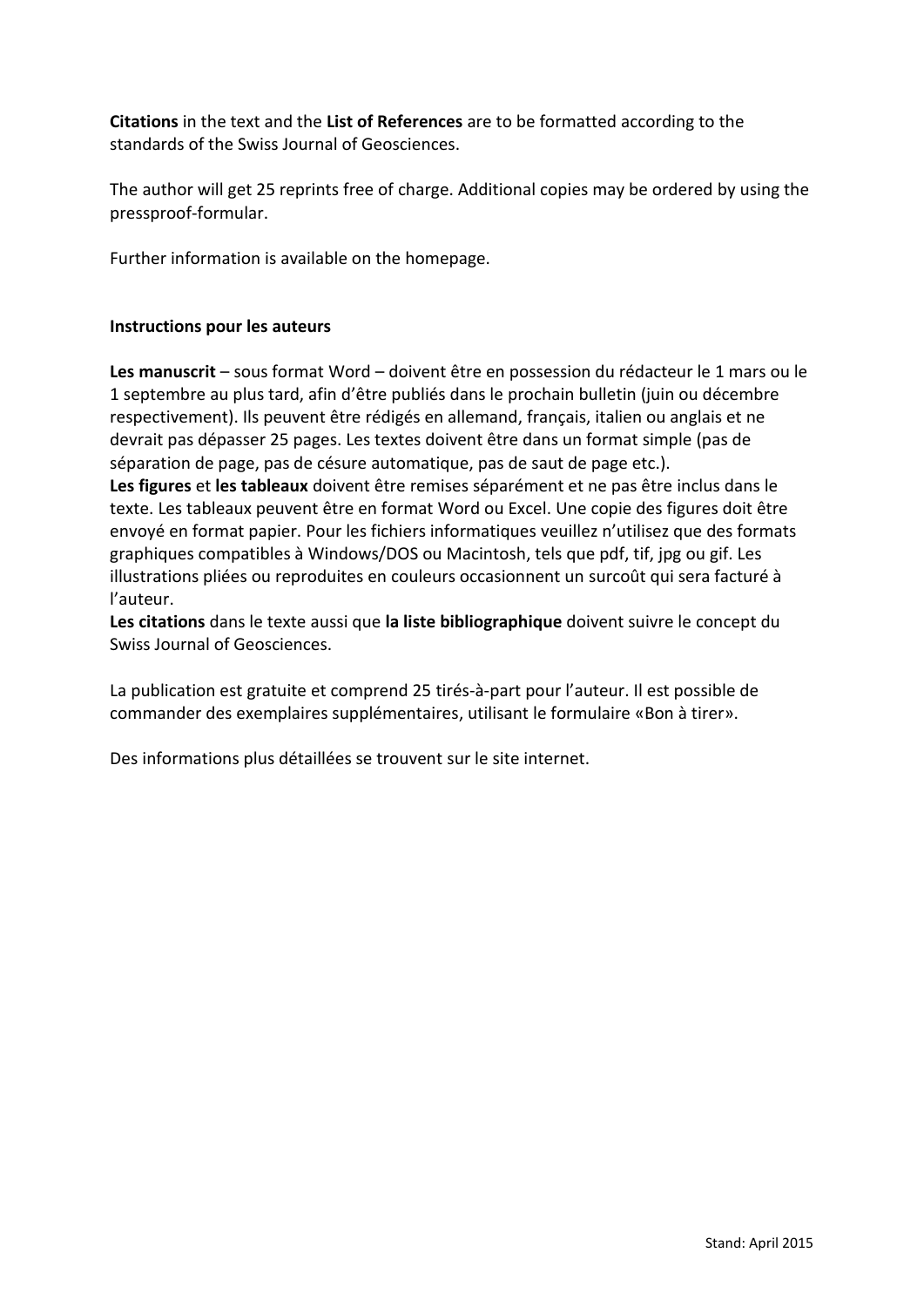**Citations** in the text and the **List of References** are to be formatted according to the standards of the Swiss Journal of Geosciences.

The author will get 25 reprints free of charge. Additional copies may be ordered by using the pressproof-formular.

Further information is available on the homepage.

**Instructions pour les auteurs**

**Les manuscrit** – sous format Word – doivent être en possession du rédacteur le 1 mars ou le 1 septembre au plus tard, afin d'être publiés dans le prochain bulletin (juin ou décembre respectivement). Ils peuvent être rédigés en allemand, français, italien ou anglais et ne devrait pas dépasser 25 pages. Les textes doivent être dans un format simple (pas de séparation de page, pas de césure automatique, pas de saut de page etc.).
**Les figures** et **les tableaux** doivent être remises séparément et ne pas être inclus dans le texte. Les tableaux peuvent être en format Word ou Excel. Une copie des figures doit être envoyé en format papier. Pour les fichiers informatiques veuillez n'utilisez que des formats graphiques compatibles à Windows/DOS ou Macintosh, tels que pdf, tif, jpg ou gif. Les illustrations pliées ou reproduites en couleurs occasionnent un surcoût qui sera facturé à l'auteur.
**Les citations** dans le texte aussi que **la liste bibliographique** doivent suivre le concept du Swiss Journal of Geosciences.

La publication est gratuite et comprend 25 tirés-à-part pour l'auteur. Il est possible de commander des exemplaires supplémentaires, utilisant le formulaire «Bon à tirer».

Des informations plus détaillées se trouvent sur le site internet.

Stand: April 2015